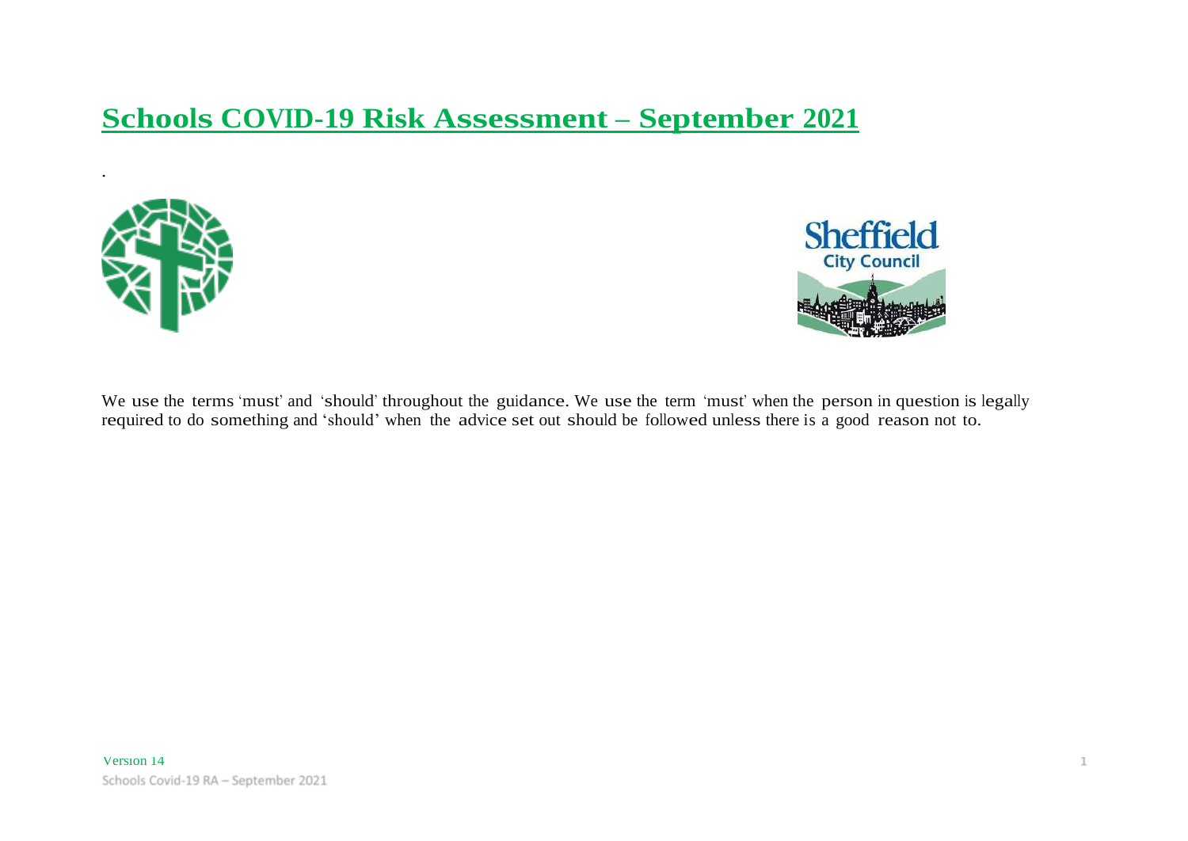# Schools COVID-19 Risk Assessment – September 2021

.

We use the terms 'must' and 'should' throughout the guidance. We use the term 'must' when the person in question is legally required to do something and 'should' when the advice set out should be followed unless there is a good reason not to.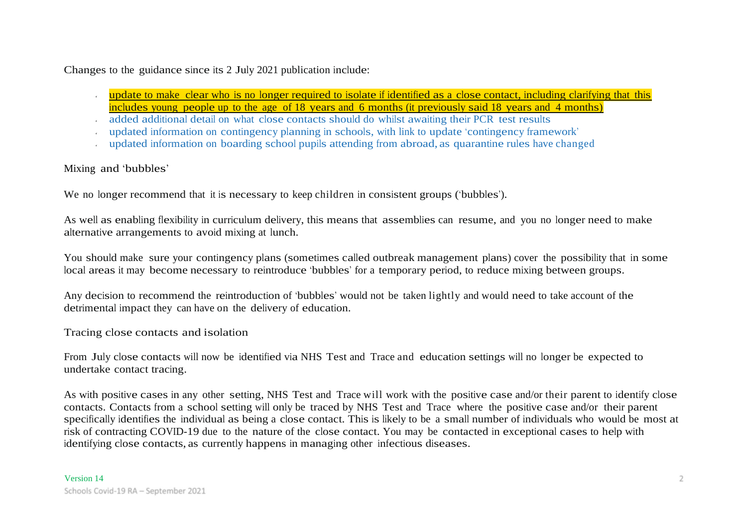Changes to the guidance since its 2 July 2021 publication include:

- update to make clear who is no longer required to isolate if identified as a close contact, including clarifying that this includes young people up to the age of 18 years and 6 months (it previously said 18 years and 4 months)
- added additional detail on what close contacts should do whilst awaiting their PCR test results
- updated information on contingency planning in schools, with link to update 'contingency framework'
- updated information on boarding school pupils attending from abroad, as quarantine rules have changed

## Mixing and 'bubbles'

We no longer recommend that it is necessary to keep children in consistent groups ('bubbles').

As well as enabling flexibility in curriculum delivery, this means that assemblies can resume, and you no longer need to make alternative arrangements to avoid mixing at lunch.

You should make sure your contingency plans (sometimes called outbreak management plans) cover the possibility that in some local areas it may become necessary to reintroduce 'bubbles' for a temporary period, to reduce mixing between groups.

Any decision to recommend the reintroduction of 'bubbles' would not be taken lightly and would need to take account of the detrimental impact they can have on the delivery of education.

## Tracing close contacts and isolation

From July close contacts will now be identified via NHS Test and Trace and education settings will no longer be expected to undertake contact tracing.

As with positive cases in any other setting, NHS Test and Trace will work with the positive case and/or their parent to identify close contacts. Contacts from a school setting will only be traced by NHS Test and Trace where the positive case and/or their parent specifically identifies the individual as being a close contact. This is likely to be a small number of individuals who would be most at risk of contracting COVID-19 due to the nature of the close contact. You may be contacted in exceptional cases to help with identifying close contacts, as currently happens in managing other infectious diseases.

Version 14
Schools Covid-19 RA – September 2021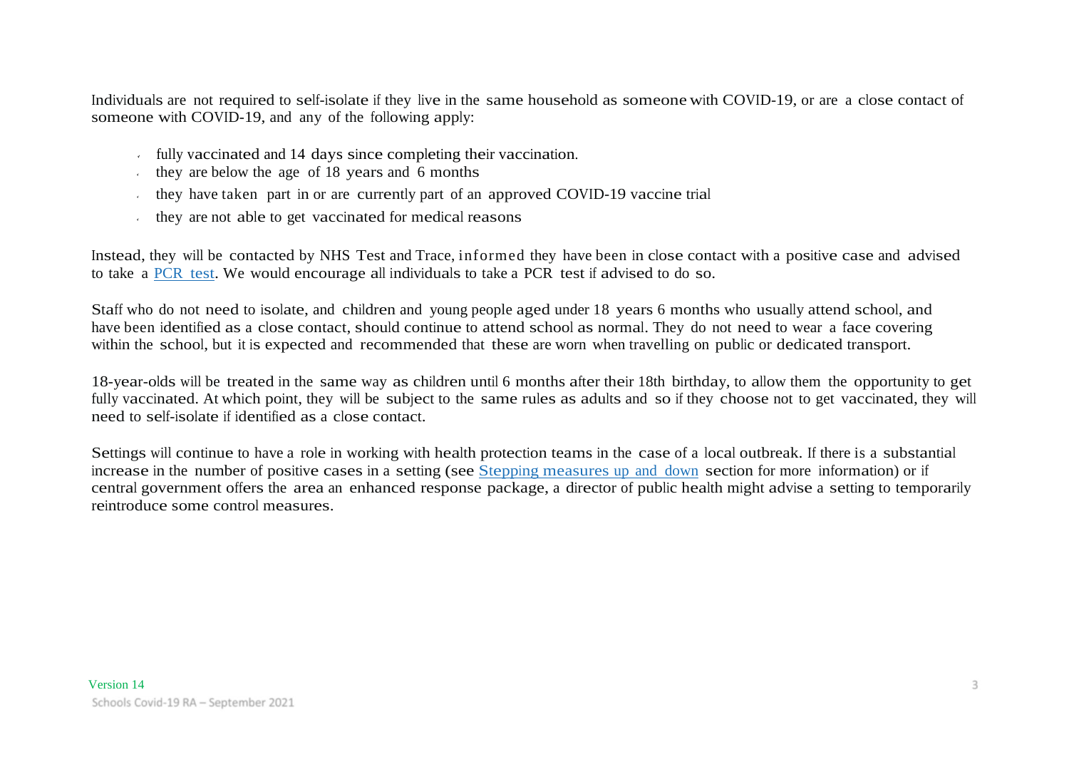Individuals are not required to self-isolate if they live in the same household as someone with COVID-19, or are a close contact of someone with COVID-19, and any of the following apply:

- fully vaccinated and 14 days since completing their vaccination.
- they are below the age of 18 years and 6 months
- they have taken part in or are currently part of an approved COVID-19 vaccine trial
- they are not able to get vaccinated for medical reasons

Instead, they will be contacted by NHS Test and Trace, informed they have been in close contact with a positive case and advised to take a [PCR test](). We would encourage all individuals to take a PCR test if advised to do so.

Staff who do not need to isolate, and children and young people aged under 18 years 6 months who usually attend school, and have been identified as a close contact, should continue to attend school as normal. They do not need to wear a face covering within the school, but it is expected and recommended that these are worn when travelling on public or dedicated transport.

18-year-olds will be treated in the same way as children until 6 months after their 18th birthday, to allow them the opportunity to get fully vaccinated. At which point, they will be subject to the same rules as adults and so if they choose not to get vaccinated, they will need to self-isolate if identified as a close contact.

Settings will continue to have a role in working with health protection teams in the case of a local outbreak. If there is a substantial increase in the number of positive cases in a setting (see [Stepping measures up and down]() section for more information) or if central government offers the area an enhanced response package, a director of public health might advise a setting to temporarily reintroduce some control measures.

Version 14

Schools Covid-19 RA – September 2021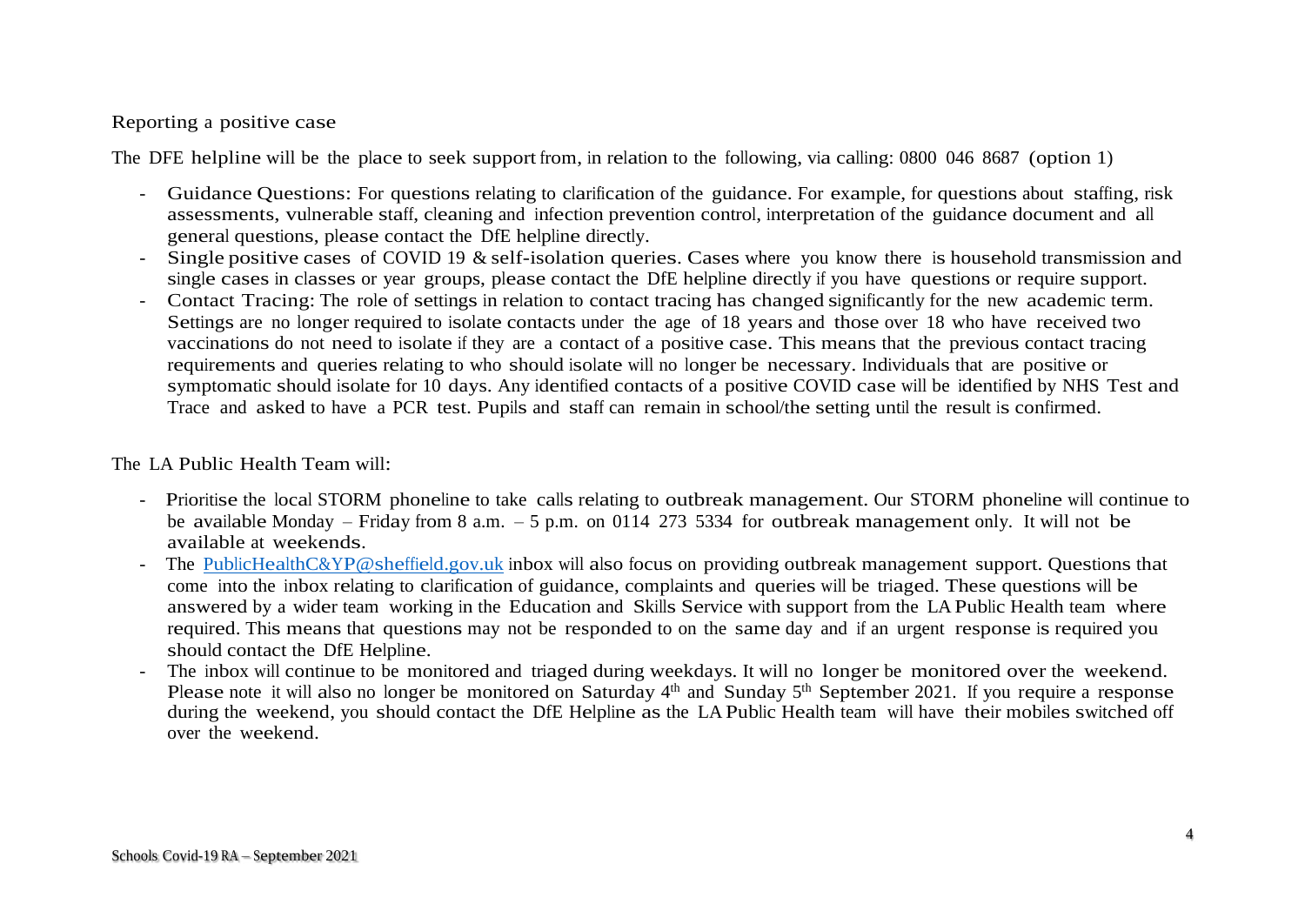Reporting a positive case

The DFE helpline will be the place to seek support from, in relation to the following, via calling: 0800 046 8687 (option 1)

- Guidance Questions: For questions relating to clarification of the guidance. For example, for questions about staffing, risk assessments, vulnerable staff, cleaning and infection prevention control, interpretation of the guidance document and all general questions, please contact the DfE helpline directly.
- Single positive cases of COVID 19 & self-isolation queries. Cases where you know there is household transmission and single cases in classes or year groups, please contact the DfE helpline directly if you have questions or require support.
- Contact Tracing: The role of settings in relation to contact tracing has changed significantly for the new academic term. Settings are no longer required to isolate contacts under the age of 18 years and those over 18 who have received two vaccinations do not need to isolate if they are a contact of a positive case. This means that the previous contact tracing requirements and queries relating to who should isolate will no longer be necessary. Individuals that are positive or symptomatic should isolate for 10 days. Any identified contacts of a positive COVID case will be identified by NHS Test and Trace and asked to have a PCR test. Pupils and staff can remain in school/the setting until the result is confirmed.

The LA Public Health Team will:

- Prioritise the local STORM phoneline to take calls relating to outbreak management. Our STORM phoneline will continue to be available Monday – Friday from 8 a.m. – 5 p.m. on 0114 273 5334 for outbreak management only. It will not be available at weekends.
- The [PublicHealthC&YP@sheffield.gov.uk](mailto:PublicHealthC&YP@sheffield.gov.uk) inbox will also focus on providing outbreak management support. Questions that come into the inbox relating to clarification of guidance, complaints and queries will be triaged. These questions will be answered by a wider team working in the Education and Skills Service with support from the LA Public Health team where required. This means that questions may not be responded to on the same day and if an urgent response is required you should contact the DfE Helpline.
- The inbox will continue to be monitored and triaged during weekdays. It will no longer be monitored over the weekend. Please note it will also no longer be monitored on Saturday 4th and Sunday 5th September 2021. If you require a response during the weekend, you should contact the DfE Helpline as the LA Public Health team will have their mobiles switched off over the weekend.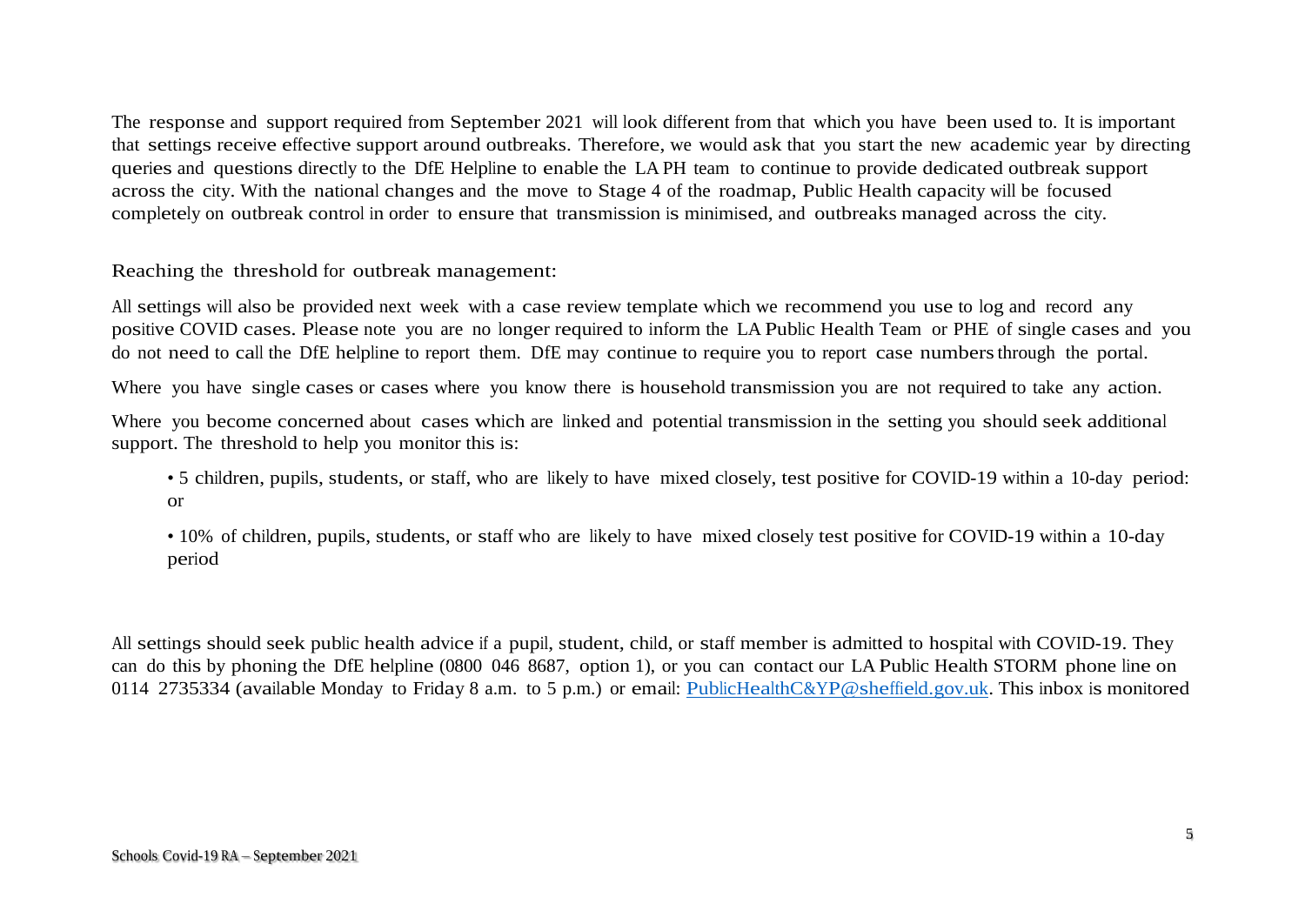The response and support required from September 2021 will look different from that which you have been used to. It is important that settings receive effective support around outbreaks. Therefore, we would ask that you start the new academic year by directing queries and questions directly to the DfE Helpline to enable the LA PH team to continue to provide dedicated outbreak support across the city. With the national changes and the move to Stage 4 of the roadmap, Public Health capacity will be focused completely on outbreak control in order to ensure that transmission is minimised, and outbreaks managed across the city.

Reaching the threshold for outbreak management:

All settings will also be provided next week with a case review template which we recommend you use to log and record any positive COVID cases. Please note you are no longer required to inform the LA Public Health Team or PHE of single cases and you do not need to call the DfE helpline to report them. DfE may continue to require you to report case numbers through the portal.

Where you have single cases or cases where you know there is household transmission you are not required to take any action.

Where you become concerned about cases which are linked and potential transmission in the setting you should seek additional support. The threshold to help you monitor this is:

- 5 children, pupils, students, or staff, who are likely to have mixed closely, test positive for COVID-19 within a 10-day period: or
- 10% of children, pupils, students, or staff who are likely to have mixed closely test positive for COVID-19 within a 10-day period

All settings should seek public health advice if a pupil, student, child, or staff member is admitted to hospital with COVID-19. They can do this by phoning the DfE helpline (0800 046 8687, option 1), or you can contact our LA Public Health STORM phone line on 0114 2735334 (available Monday to Friday 8 a.m. to 5 p.m.) or email: PublicHealthC&YP@sheffield.gov.uk. This inbox is monitored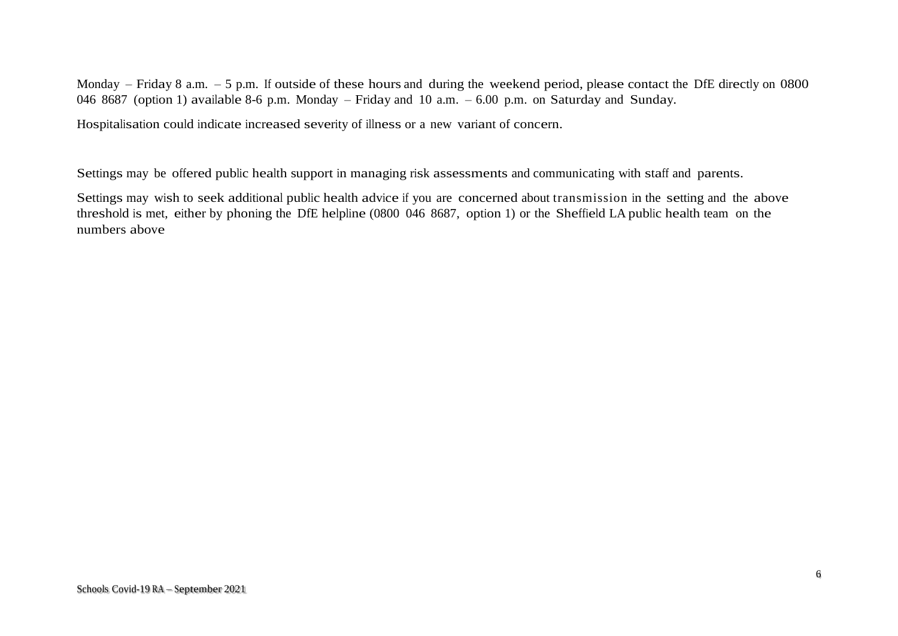Monday – Friday 8 a.m. – 5 p.m. If outside of these hours and during the weekend period, please contact the DfE directly on 0800 046 8687 (option 1) available 8-6 p.m. Monday – Friday and 10 a.m. – 6.00 p.m. on Saturday and Sunday.

Hospitalisation could indicate increased severity of illness or a new variant of concern.

Settings may be offered public health support in managing risk assessments and communicating with staff and parents.

Settings may wish to seek additional public health advice if you are concerned about transmission in the setting and the above threshold is met, either by phoning the DfE helpline (0800 046 8687, option 1) or the Sheffield LA public health team on the numbers above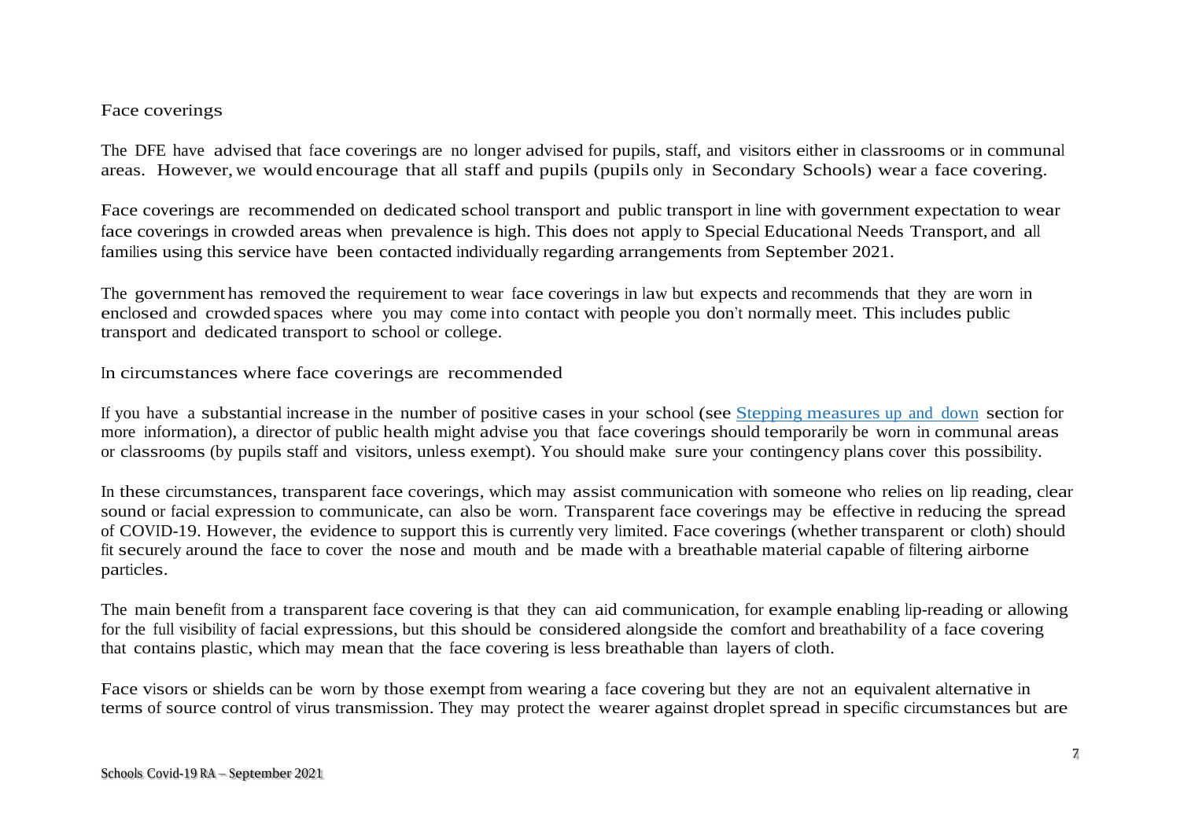## Face coverings

The DFE have advised that face coverings are no longer advised for pupils, staff, and visitors either in classrooms or in communal areas. However, we would encourage that all staff and pupils (pupils only in Secondary Schools) wear a face covering.

Face coverings are recommended on dedicated school transport and public transport in line with government expectation to wear face coverings in crowded areas when prevalence is high. This does not apply to Special Educational Needs Transport, and all families using this service have been contacted individually regarding arrangements from September 2021.

The government has removed the requirement to wear face coverings in law but expects and recommends that they are worn in enclosed and crowded spaces where you may come into contact with people you don't normally meet. This includes public transport and dedicated transport to school or college.

## In circumstances where face coverings are recommended

If you have a substantial increase in the number of positive cases in your school (see [Stepping measures up and down]() section for more information), a director of public health might advise you that face coverings should temporarily be worn in communal areas or classrooms (by pupils staff and visitors, unless exempt). You should make sure your contingency plans cover this possibility.

In these circumstances, transparent face coverings, which may assist communication with someone who relies on lip reading, clear sound or facial expression to communicate, can also be worn. Transparent face coverings may be effective in reducing the spread of COVID-19. However, the evidence to support this is currently very limited. Face coverings (whether transparent or cloth) should fit securely around the face to cover the nose and mouth and be made with a breathable material capable of filtering airborne particles.

The main benefit from a transparent face covering is that they can aid communication, for example enabling lip-reading or allowing for the full visibility of facial expressions, but this should be considered alongside the comfort and breathability of a face covering that contains plastic, which may mean that the face covering is less breathable than layers of cloth.

Face visors or shields can be worn by those exempt from wearing a face covering but they are not an equivalent alternative in terms of source control of virus transmission. They may protect the wearer against droplet spread in specific circumstances but are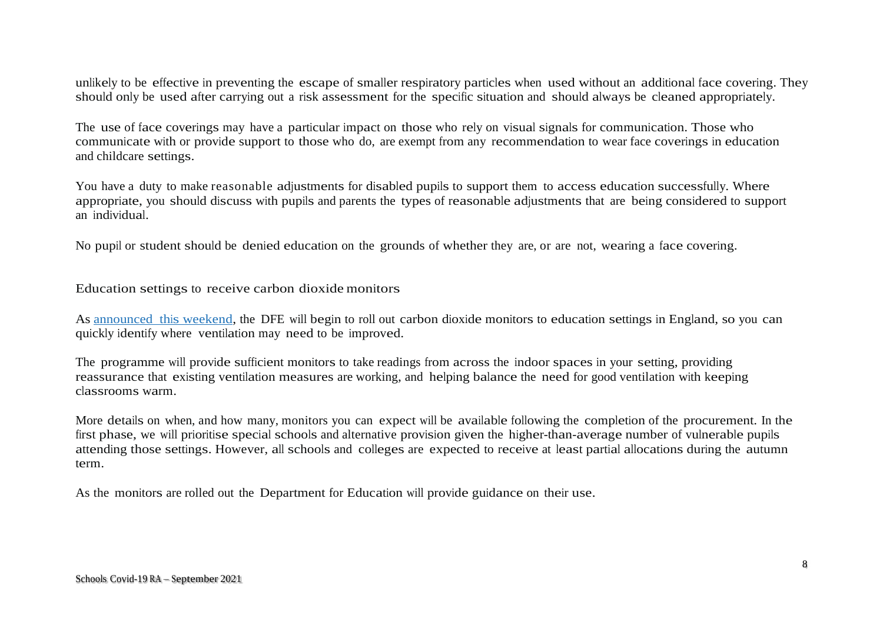unlikely to be effective in preventing the escape of smaller respiratory particles when used without an additional face covering. They should only be used after carrying out a risk assessment for the specific situation and should always be cleaned appropriately.

The use of face coverings may have a particular impact on those who rely on visual signals for communication. Those who communicate with or provide support to those who do, are exempt from any recommendation to wear face coverings in education and childcare settings.

You have a duty to make reasonable adjustments for disabled pupils to support them to access education successfully. Where appropriate, you should discuss with pupils and parents the types of reasonable adjustments that are being considered to support an individual.

No pupil or student should be denied education on the grounds of whether they are, or are not, wearing a face covering.

## Education settings to receive carbon dioxide monitors

As announced this weekend, the DFE will begin to roll out carbon dioxide monitors to education settings in England, so you can quickly identify where ventilation may need to be improved.

The programme will provide sufficient monitors to take readings from across the indoor spaces in your setting, providing reassurance that existing ventilation measures are working, and helping balance the need for good ventilation with keeping classrooms warm.

More details on when, and how many, monitors you can expect will be available following the completion of the procurement. In the first phase, we will prioritise special schools and alternative provision given the higher-than-average number of vulnerable pupils attending those settings. However, all schools and colleges are expected to receive at least partial allocations during the autumn term.

As the monitors are rolled out the Department for Education will provide guidance on their use.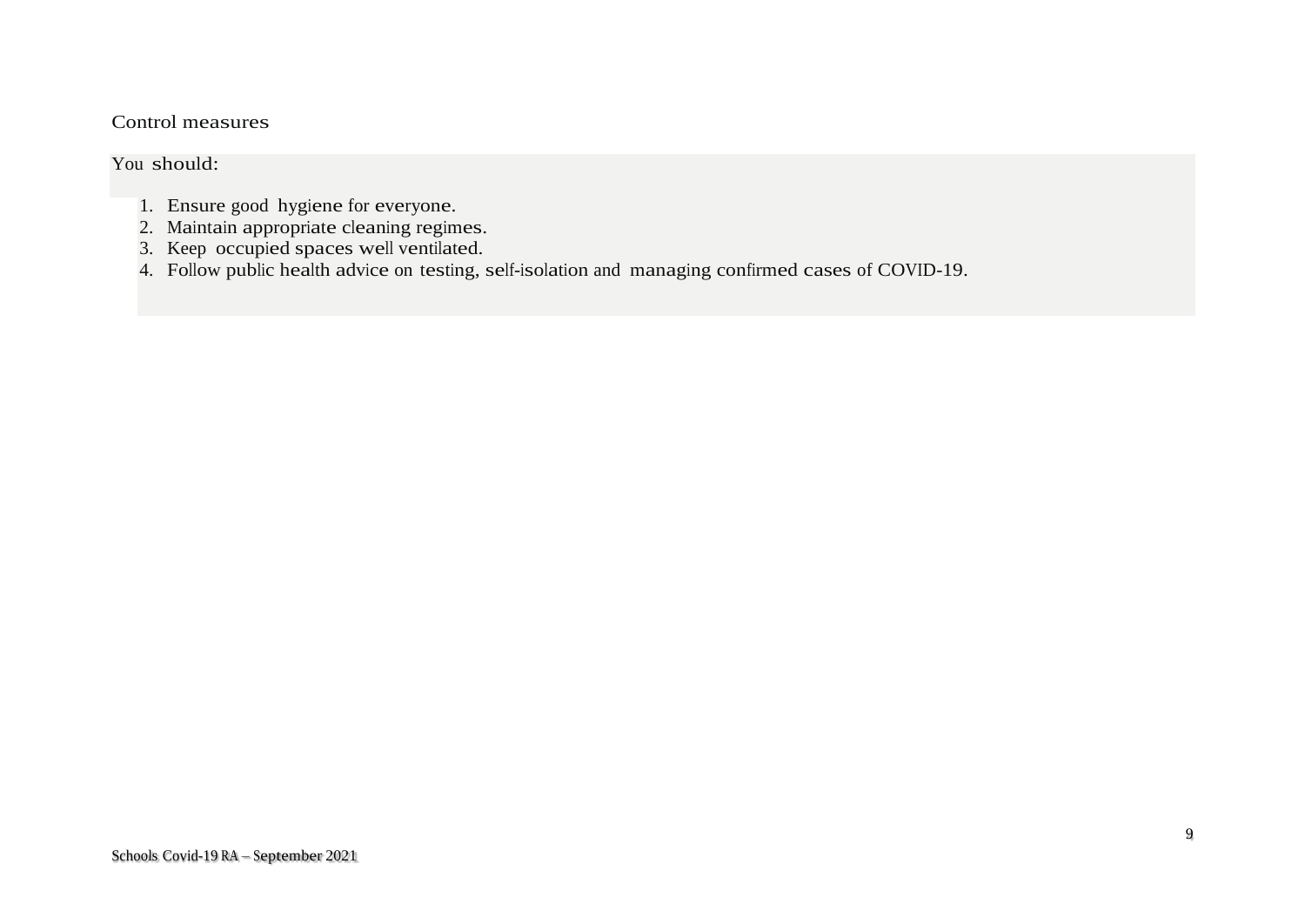Control measures

You should:

1. Ensure good hygiene for everyone.
2. Maintain appropriate cleaning regimes.
3. Keep occupied spaces well ventilated.
4. Follow public health advice on testing, self-isolation and managing confirmed cases of COVID-19.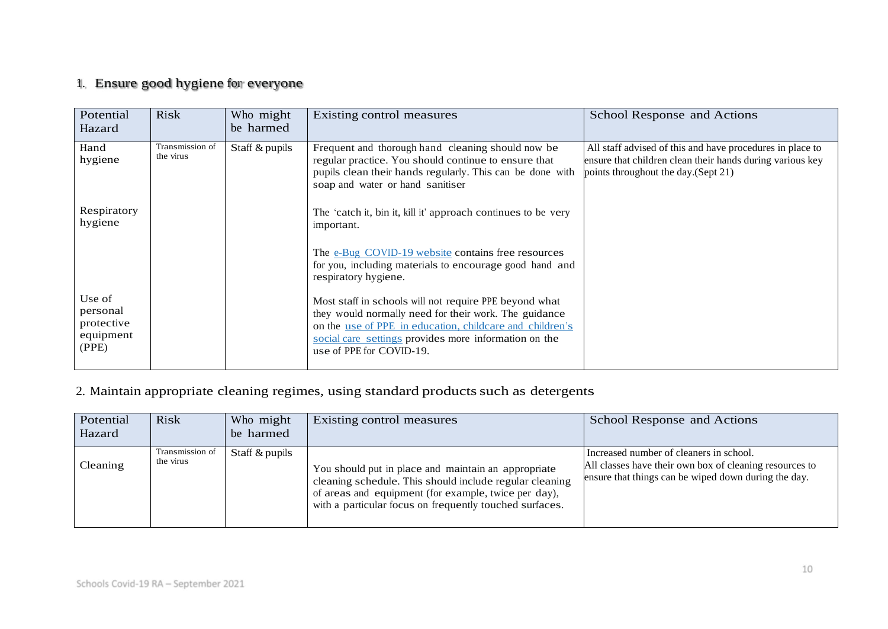## 1. Ensure good hygiene for everyone

| Potential Hazard | Risk | Who might be harmed | Existing control measures | School Response and Actions |
| --- | --- | --- | --- | --- |
| Hand hygiene<br><br>Respiratory hygiene<br><br>Use of personal protective equipment (PPE) | Transmission of the virus | Staff & pupils | Frequent and thorough hand cleaning should now be regular practice. You should continue to ensure that pupils clean their hands regularly. This can be done with soap and water or hand sanitiser<br><br>The 'catch it, bin it, kill it' approach continues to be very important.<br><br>The [e-Bug COVID-19 website] contains free resources for you, including materials to encourage good hand and respiratory hygiene.<br><br>Most staff in schools will not require PPE beyond what they would normally need for their work. The guidance on the [use of PPE in education, childcare and children's social care settings] provides more information on the use of PPE for COVID-19. | All staff advised of this and have procedures in place to ensure that children clean their hands during various key points throughout the day.(Sept 21) |

## 2. Maintain appropriate cleaning regimes, using standard products such as detergents

| Potential Hazard | Risk | Who might be harmed | Existing control measures | School Response and Actions |
| --- | --- | --- | --- | --- |
| Cleaning | Transmission of the virus | Staff & pupils | You should put in place and maintain an appropriate cleaning schedule. This should include regular cleaning of areas and equipment (for example, twice per day), with a particular focus on frequently touched surfaces. | Increased number of cleaners in school.<br>All classes have their own box of cleaning resources to ensure that things can be wiped down during the day. |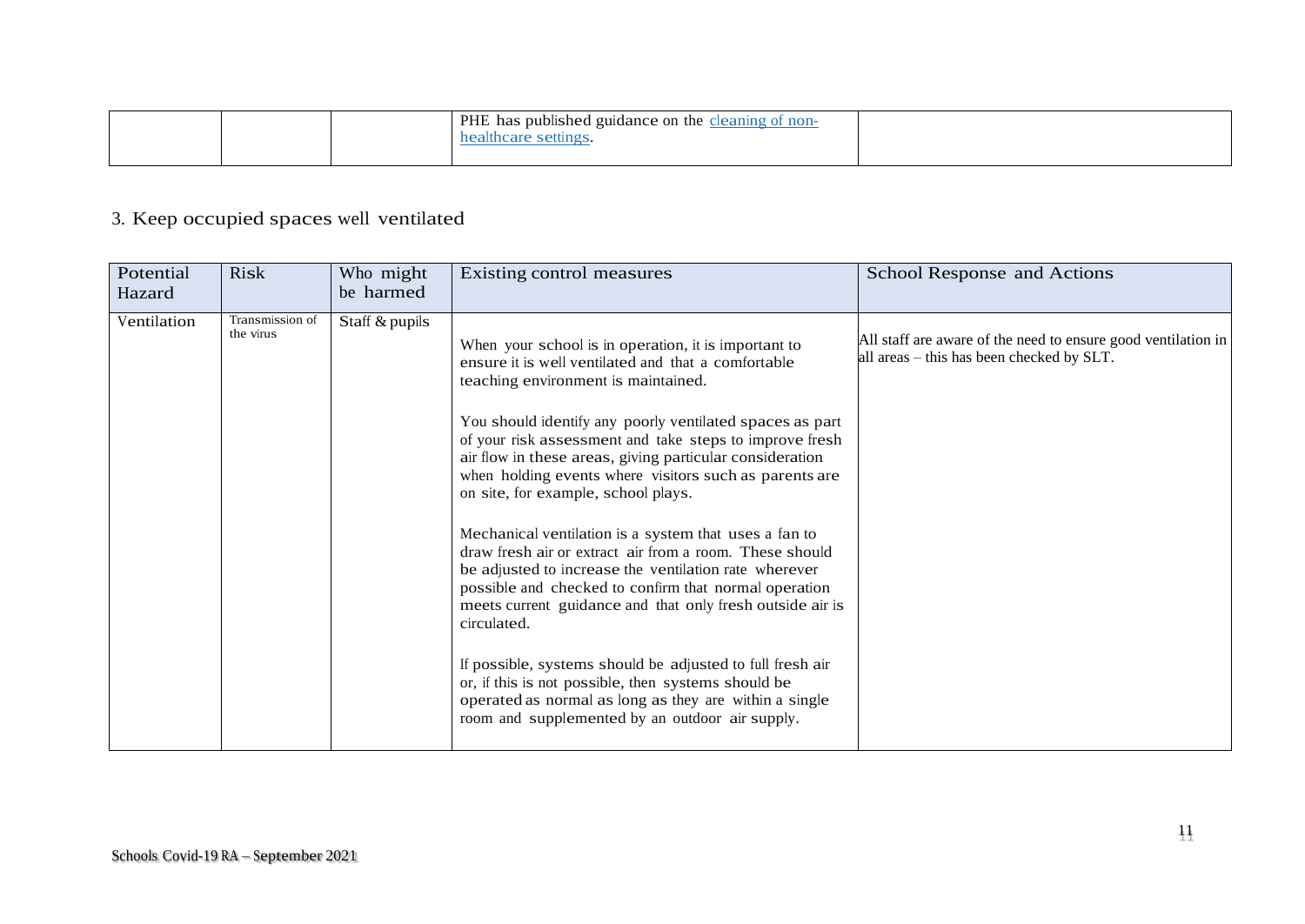| | | | PHE has published guidance on the [cleaning of non-healthcare settings](). | |
|---|---|---|---|---|

## 3. Keep occupied spaces well ventilated

| Potential Hazard | Risk | Who might be harmed | Existing control measures | School Response and Actions |
|---|---|---|---|---|
| Ventilation | Transmission of the virus | Staff & pupils | When your school is in operation, it is important to ensure it is well ventilated and that a comfortable teaching environment is maintained.<br><br>You should identify any poorly ventilated spaces as part of your risk assessment and take steps to improve fresh air flow in these areas, giving particular consideration when holding events where visitors such as parents are on site, for example, school plays.<br><br>Mechanical ventilation is a system that uses a fan to draw fresh air or extract air from a room. These should be adjusted to increase the ventilation rate wherever possible and checked to confirm that normal operation meets current guidance and that only fresh outside air is circulated.<br><br>If possible, systems should be adjusted to full fresh air or, if this is not possible, then systems should be operated as normal as long as they are within a single room and supplemented by an outdoor air supply. | All staff are aware of the need to ensure good ventilation in all areas – this has been checked by SLT. |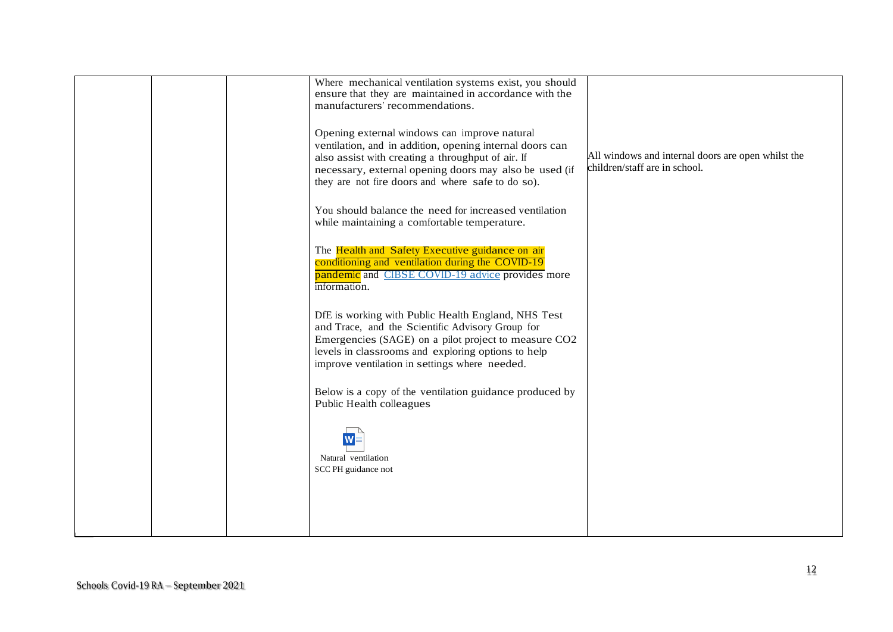|  |  |  |  |  |
|---|---|---|---|---|
|  |  |  | Where mechanical ventilation systems exist, you should ensure that they are maintained in accordance with the manufacturers' recommendations.<br><br>Opening external windows can improve natural ventilation, and in addition, opening internal doors can also assist with creating a throughput of air. If necessary, external opening doors may also be used (if they are not fire doors and where safe to do so).<br><br>You should balance the need for increased ventilation while maintaining a comfortable temperature.<br><br>The Health and Safety Executive guidance on air conditioning and ventilation during the COVID-19 pandemic and CIBSE COVID-19 advice provides more information.<br><br>DfE is working with Public Health England, NHS Test and Trace, and the Scientific Advisory Group for Emergencies (SAGE) on a pilot project to measure $CO_2$ levels in classrooms and exploring options to help improve ventilation in settings where needed.<br><br>Below is a copy of the ventilation guidance produced by Public Health colleagues<br><br>Natural ventilation SCC PH guidance not | All windows and internal doors are open whilst the children/staff are in school. |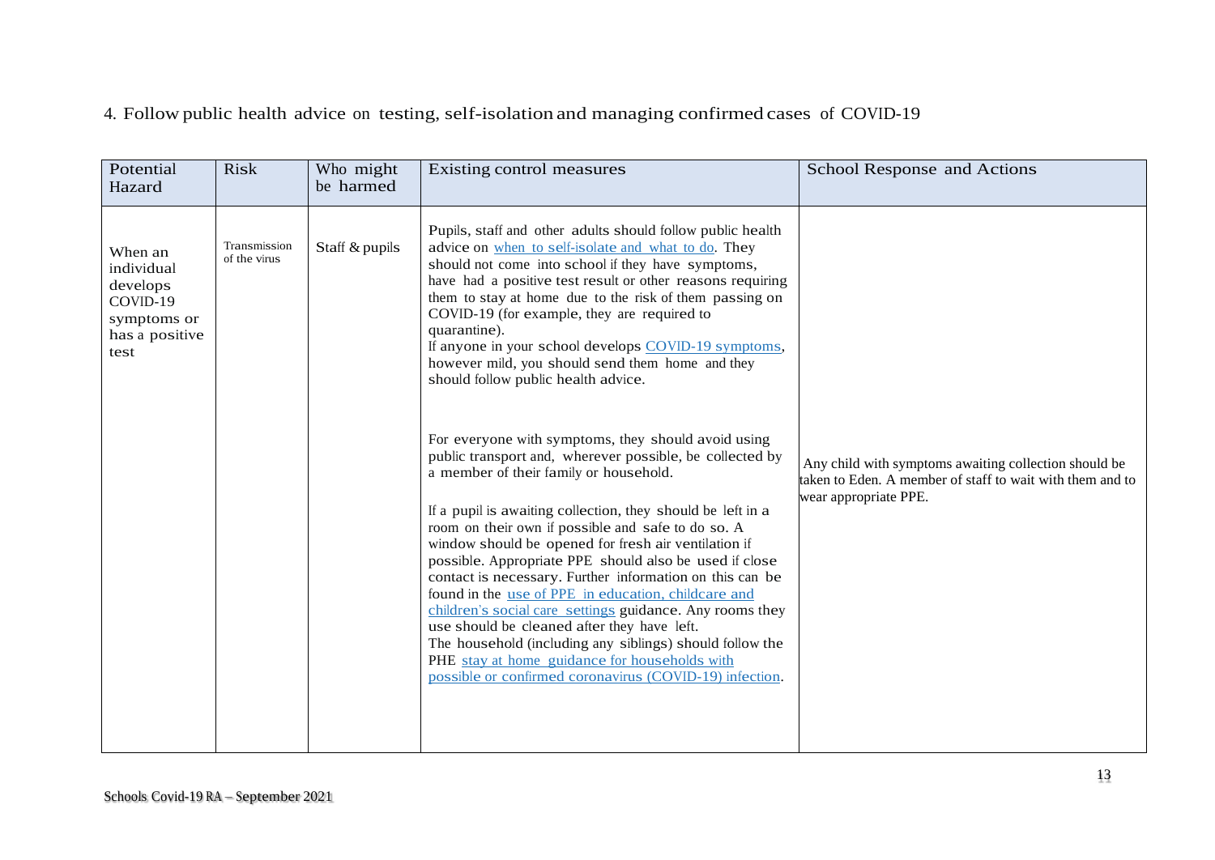4. Follow public health advice on testing, self-isolation and managing confirmed cases of COVID-19

| Potential Hazard | Risk | Who might be harmed | Existing control measures | School Response and Actions |
|---|---|---|---|---|
| When an individual develops COVID-19 symptoms or has a positive test | Transmission of the virus | Staff & pupils | Pupils, staff and other adults should follow public health advice on when to self-isolate and what to do. They should not come into school if they have symptoms, have had a positive test result or other reasons requiring them to stay at home due to the risk of them passing on COVID-19 (for example, they are required to quarantine).<br>If anyone in your school develops COVID-19 symptoms, however mild, you should send them home and they should follow public health advice.<br><br>For everyone with symptoms, they should avoid using public transport and, wherever possible, be collected by a member of their family or household.<br><br>If a pupil is awaiting collection, they should be left in a room on their own if possible and safe to do so. A window should be opened for fresh air ventilation if possible. Appropriate PPE should also be used if close contact is necessary. Further information on this can be found in the use of PPE in education, childcare and children's social care settings guidance. Any rooms they use should be cleaned after they have left.<br>The household (including any siblings) should follow the PHE stay at home guidance for households with possible or confirmed coronavirus (COVID-19) infection. | Any child with symptoms awaiting collection should be taken to Eden. A member of staff to wait with them and to wear appropriate PPE. |

Schools Covid-19 RA – September 2021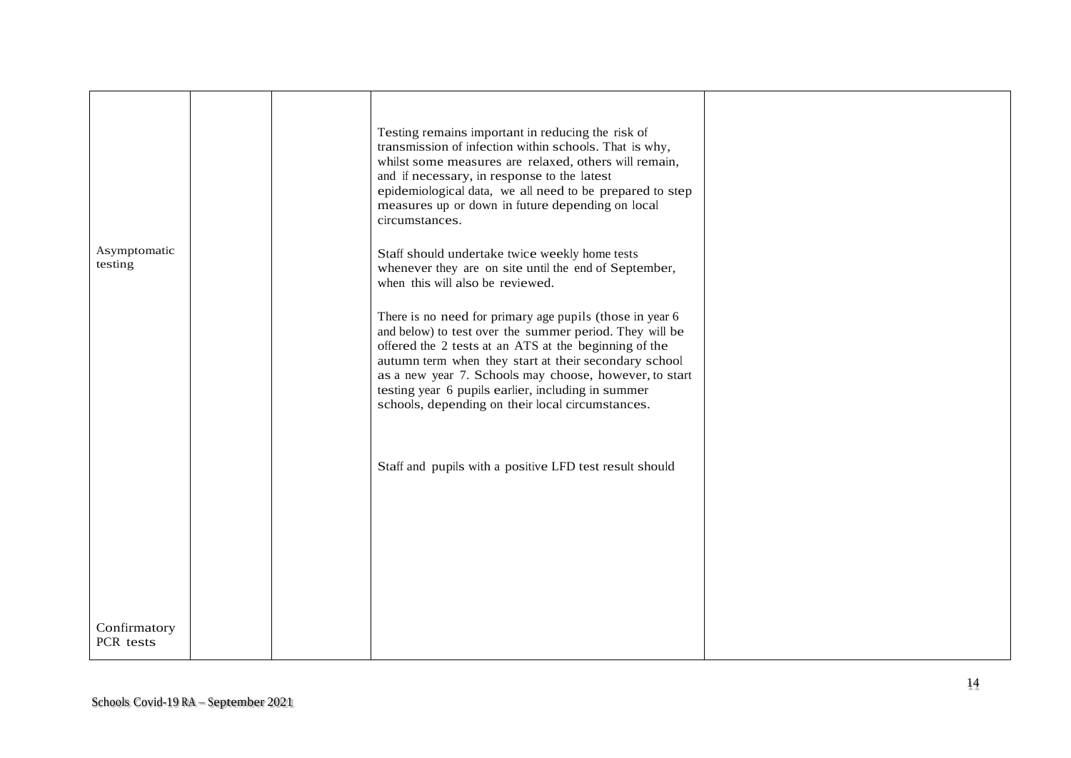| | | | | |
|---|---|---|---|---|
| Asymptomatic testing | | | Testing remains important in reducing the risk of transmission of infection within schools. That is why, whilst some measures are relaxed, others will remain, and if necessary, in response to the latest epidemiological data, we all need to be prepared to step measures up or down in future depending on local circumstances.<br><br>Staff should undertake twice weekly home tests whenever they are on site until the end of September, when this will also be reviewed.<br><br>There is no need for primary age pupils (those in year 6 and below) to test over the summer period. They will be offered the 2 tests at an ATS at the beginning of the autumn term when they start at their secondary school as a new year 7. Schools may choose, however, to start testing year 6 pupils earlier, including in summer schools, depending on their local circumstances. | |
| Confirmatory PCR tests | | | Staff and pupils with a positive LFD test result should | |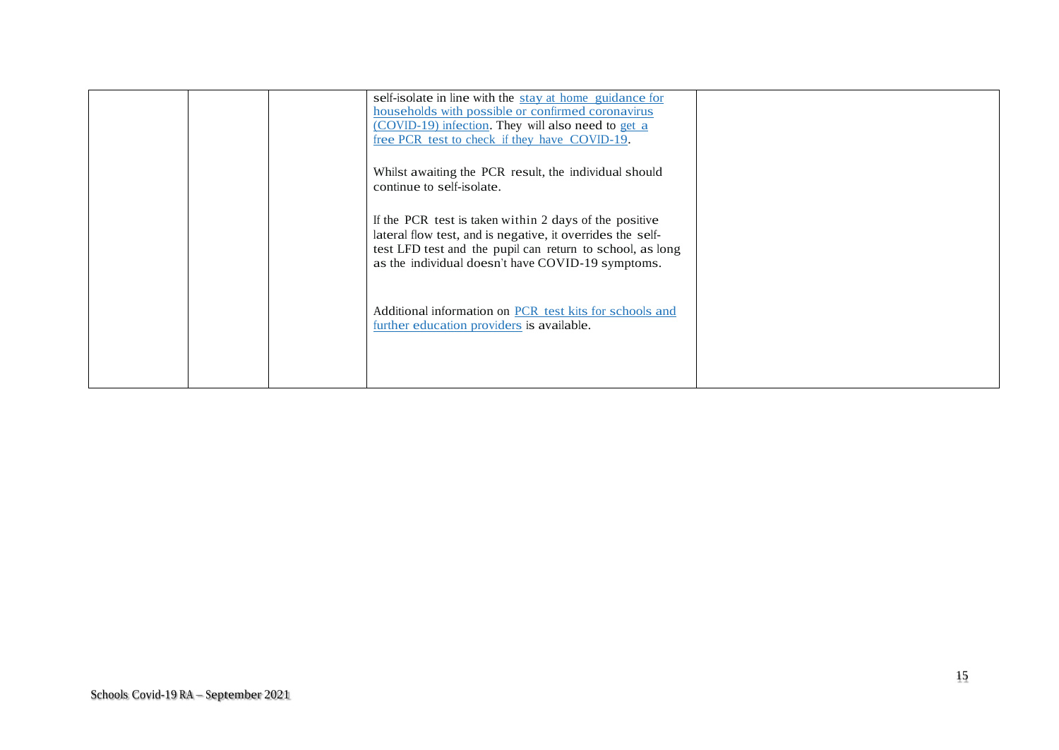|  |  |  |  |  |
|---|---|---|---|---|
|  |  |  | self-isolate in line with the stay at home guidance for households with possible or confirmed coronavirus (COVID-19) infection. They will also need to get a free PCR test to check if they have COVID-19.<br><br>Whilst awaiting the PCR result, the individual should continue to self-isolate.<br><br>If the PCR test is taken within 2 days of the positive lateral flow test, and is negative, it overrides the self-test LFD test and the pupil can return to school, as long as the individual doesn't have COVID-19 symptoms.<br><br>Additional information on PCR test kits for schools and further education providers is available. |  |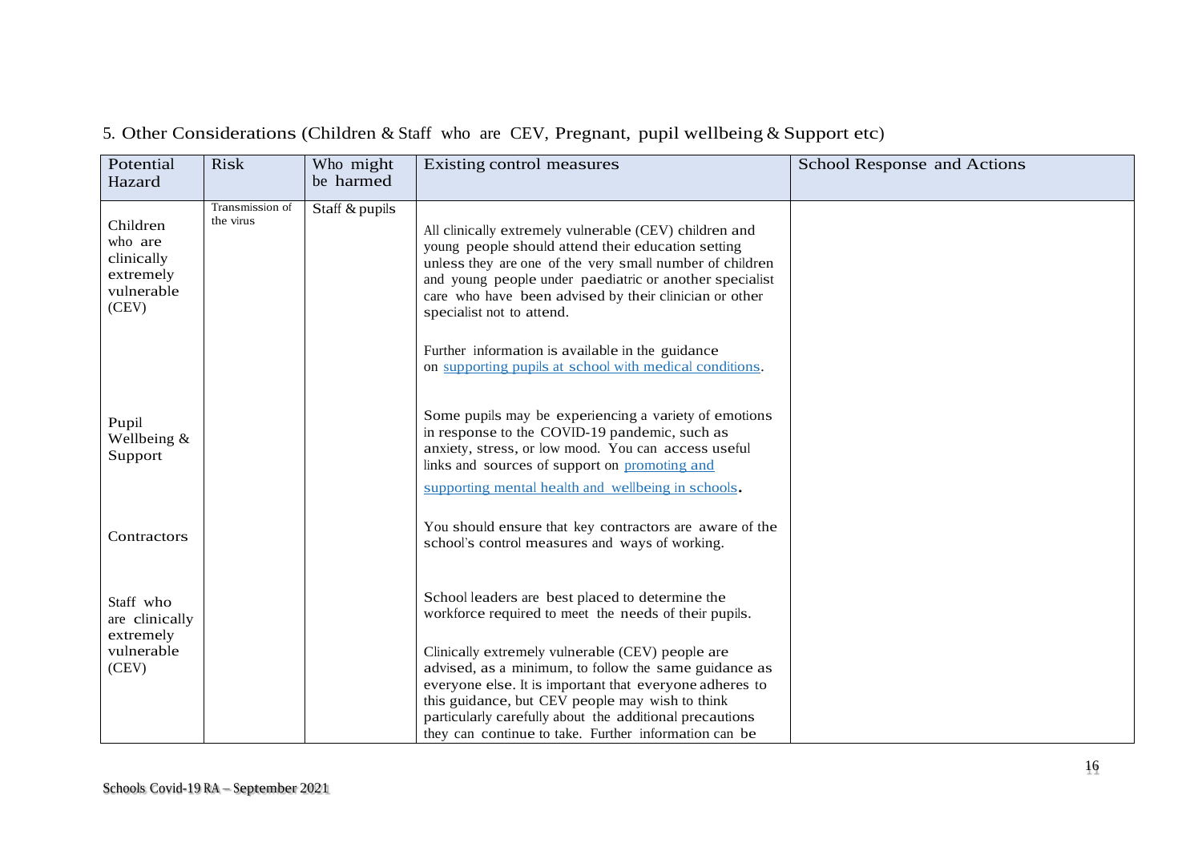## 5. Other Considerations (Children & Staff who are CEV, Pregnant, pupil wellbeing & Support etc)

| Potential Hazard | Risk | Who might be harmed | Existing control measures | School Response and Actions |
|---|---|---|---|---|
| Children who are clinically extremely vulnerable (CEV) | Transmission of the virus | Staff & pupils | All clinically extremely vulnerable (CEV) children and young people should attend their education setting unless they are one of the very small number of children and young people under paediatric or another specialist care who have been advised by their clinician or other specialist not to attend.<br><br>Further information is available in the guidance on [supporting pupils at school with medical conditions](). | |
| Pupil Wellbeing & Support | | | Some pupils may be experiencing a variety of emotions in response to the COVID-19 pandemic, such as anxiety, stress, or low mood. You can access useful links and sources of support on [promoting and supporting mental health and wellbeing in schools](). | |
| Contractors | | | You should ensure that key contractors are aware of the school's control measures and ways of working. | |
| Staff who are clinically extremely vulnerable (CEV) | | | School leaders are best placed to determine the workforce required to meet the needs of their pupils.<br><br>Clinically extremely vulnerable (CEV) people are advised, as a minimum, to follow the same guidance as everyone else. It is important that everyone adheres to this guidance, but CEV people may wish to think particularly carefully about the additional precautions they can continue to take. Further information can be | |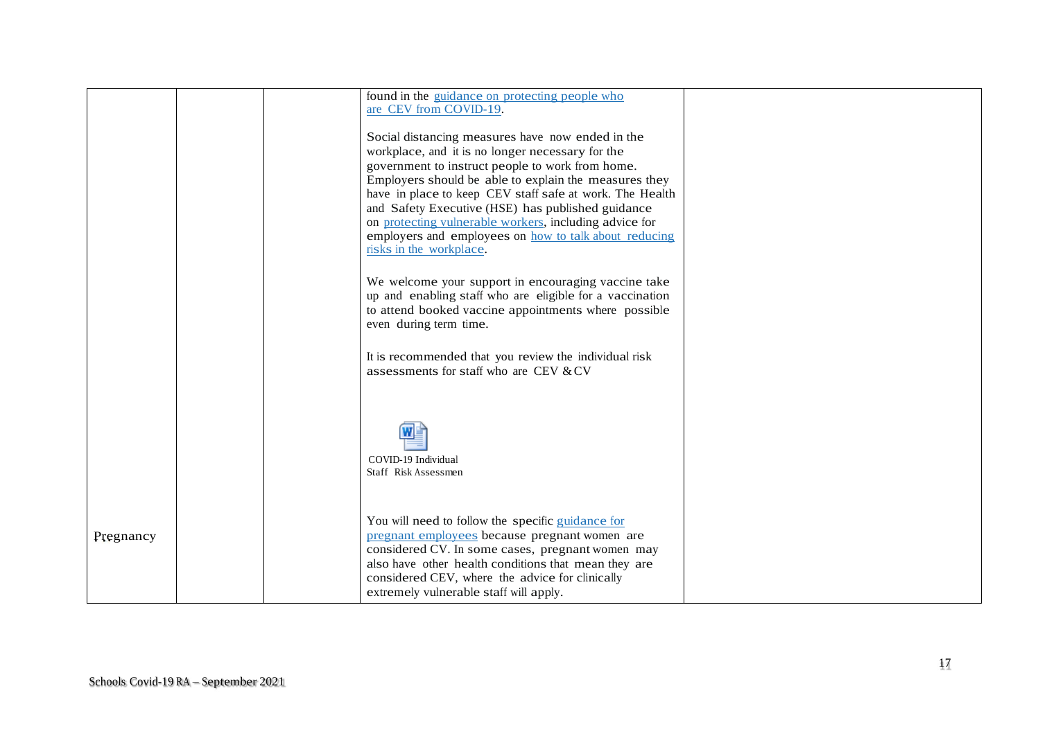| | | | | |
|---|---|---|---|---|
| | | | found in the guidance on protecting people who are CEV from COVID-19.<br><br>Social distancing measures have now ended in the workplace, and it is no longer necessary for the government to instruct people to work from home. Employers should be able to explain the measures they have in place to keep CEV staff safe at work. The Health and Safety Executive (HSE) has published guidance on protecting vulnerable workers, including advice for employers and employees on how to talk about reducing risks in the workplace.<br><br>We welcome your support in encouraging vaccine take up and enabling staff who are eligible for a vaccination to attend booked vaccine appointments where possible even during term time.<br><br>It is recommended that you review the individual risk assessments for staff who are CEV & CV<br><br>COVID-19 Individual Staff Risk Assessmen | |
| Pregnancy | | | You will need to follow the specific guidance for pregnant employees because pregnant women are considered CV. In some cases, pregnant women may also have other health conditions that mean they are considered CEV, where the advice for clinically extremely vulnerable staff will apply. | |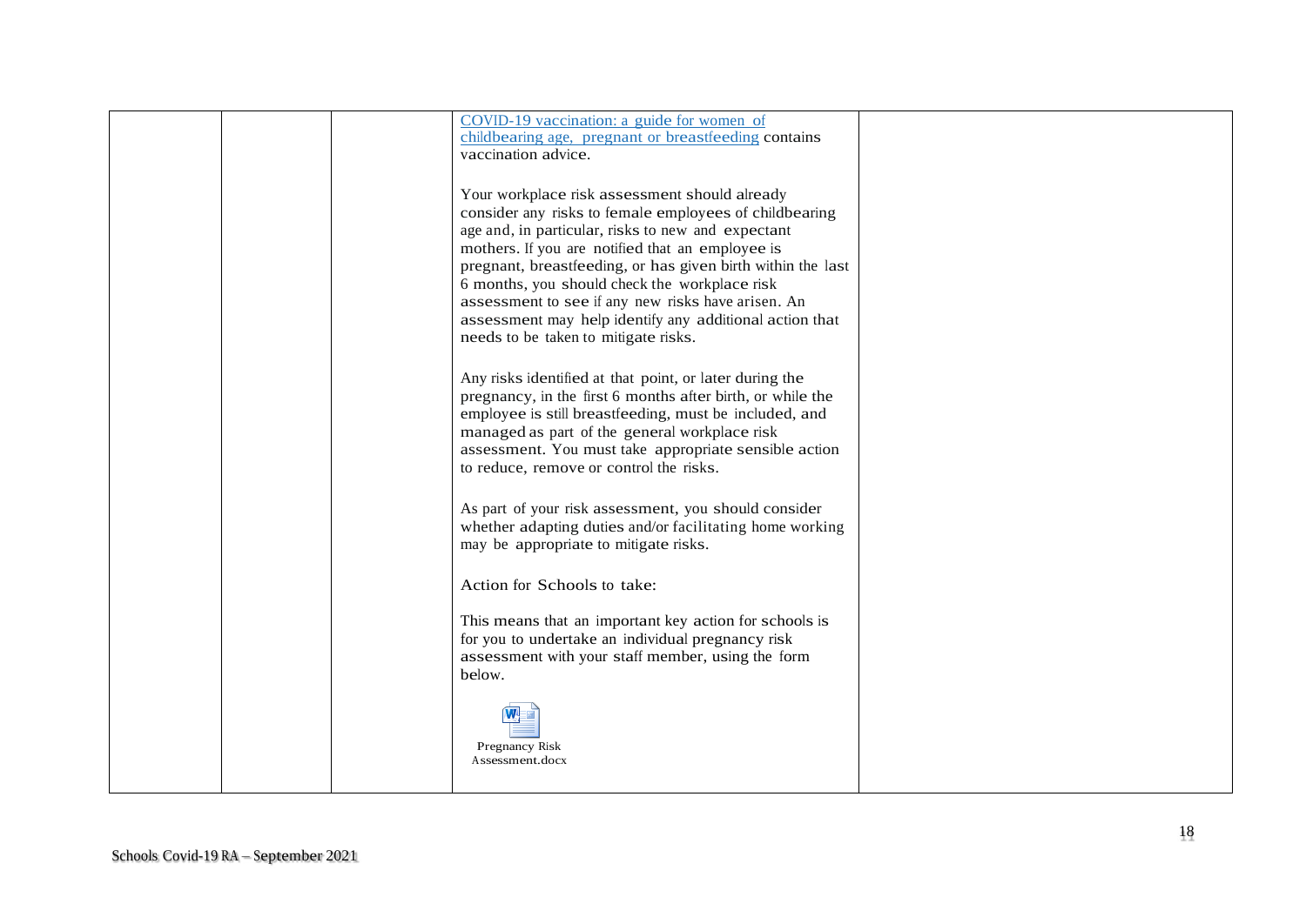|  |  |  | COVID-19 vaccination: a guide for women of childbearing age, pregnant or breastfeeding contains vaccination advice.<br><br>Your workplace risk assessment should already consider any risks to female employees of childbearing age and, in particular, risks to new and expectant mothers. If you are notified that an employee is pregnant, breastfeeding, or has given birth within the last 6 months, you should check the workplace risk assessment to see if any new risks have arisen. An assessment may help identify any additional action that needs to be taken to mitigate risks.<br><br>Any risks identified at that point, or later during the pregnancy, in the first 6 months after birth, or while the employee is still breastfeeding, must be included, and managed as part of the general workplace risk assessment. You must take appropriate sensible action to reduce, remove or control the risks.<br><br>As part of your risk assessment, you should consider whether adapting duties and/or facilitating home working may be appropriate to mitigate risks.<br><br>Action for Schools to take:<br><br>This means that an important key action for schools is for you to undertake an individual pregnancy risk assessment with your staff member, using the form below.<br><br>Pregnancy Risk Assessment.docx |  |
|---|---|---|---|---|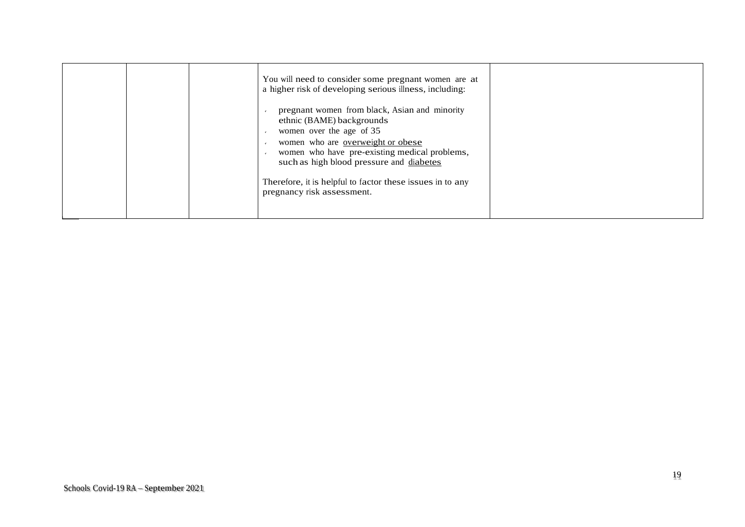|  |  |  | You will need to consider some pregnant women are at a higher risk of developing serious illness, including:<br><br>- pregnant women from black, Asian and minority ethnic (BAME) backgrounds<br>- women over the age of 35<br>- women who are overweight or obese<br>- women who have pre-existing medical problems, such as high blood pressure and diabetes<br><br>Therefore, it is helpful to factor these issues in to any pregnancy risk assessment. |  |
|---|---|---|---|---|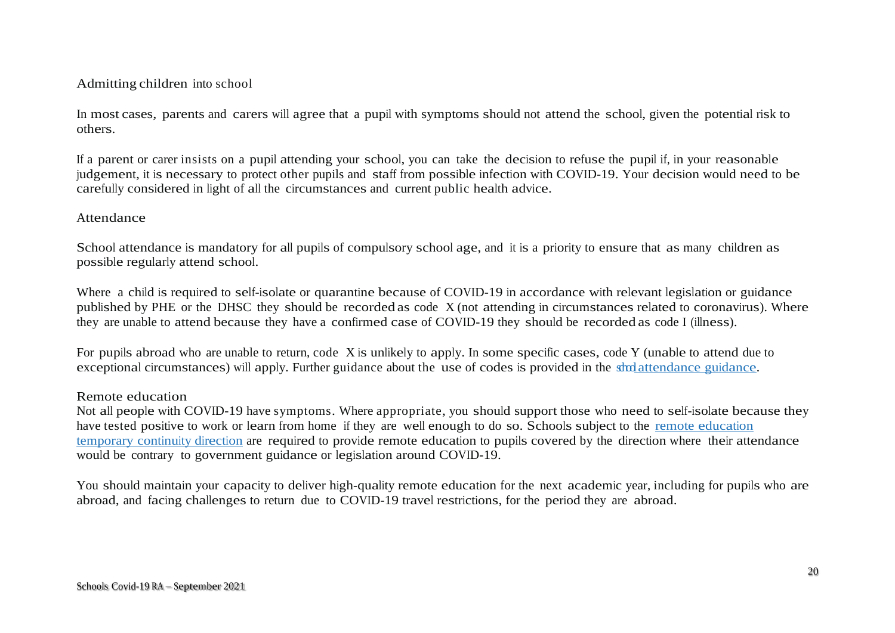## Admitting children into school

In most cases, parents and carers will agree that a pupil with symptoms should not attend the school, given the potential risk to others.

If a parent or carer insists on a pupil attending your school, you can take the decision to refuse the pupil if, in your reasonable judgement, it is necessary to protect other pupils and staff from possible infection with COVID-19. Your decision would need to be carefully considered in light of all the circumstances and current public health advice.

## Attendance

School attendance is mandatory for all pupils of compulsory school age, and it is a priority to ensure that as many children as possible regularly attend school.

Where a child is required to self-isolate or quarantine because of COVID-19 in accordance with relevant legislation or guidance published by PHE or the DHSC they should be recorded as code X (not attending in circumstances related to coronavirus). Where they are unable to attend because they have a confirmed case of COVID-19 they should be recorded as code I (illness).

For pupils abroad who are unable to return, code X is unlikely to apply. In some specific cases, code Y (unable to attend due to exceptional circumstances) will apply. Further guidance about the use of codes is provided in the school attendance guidance.

## Remote education

Not all people with COVID-19 have symptoms. Where appropriate, you should support those who need to self-isolate because they have tested positive to work or learn from home if they are well enough to do so. Schools subject to the remote education temporary continuity direction are required to provide remote education to pupils covered by the direction where their attendance would be contrary to government guidance or legislation around COVID-19.

You should maintain your capacity to deliver high-quality remote education for the next academic year, including for pupils who are abroad, and facing challenges to return due to COVID-19 travel restrictions, for the period they are abroad.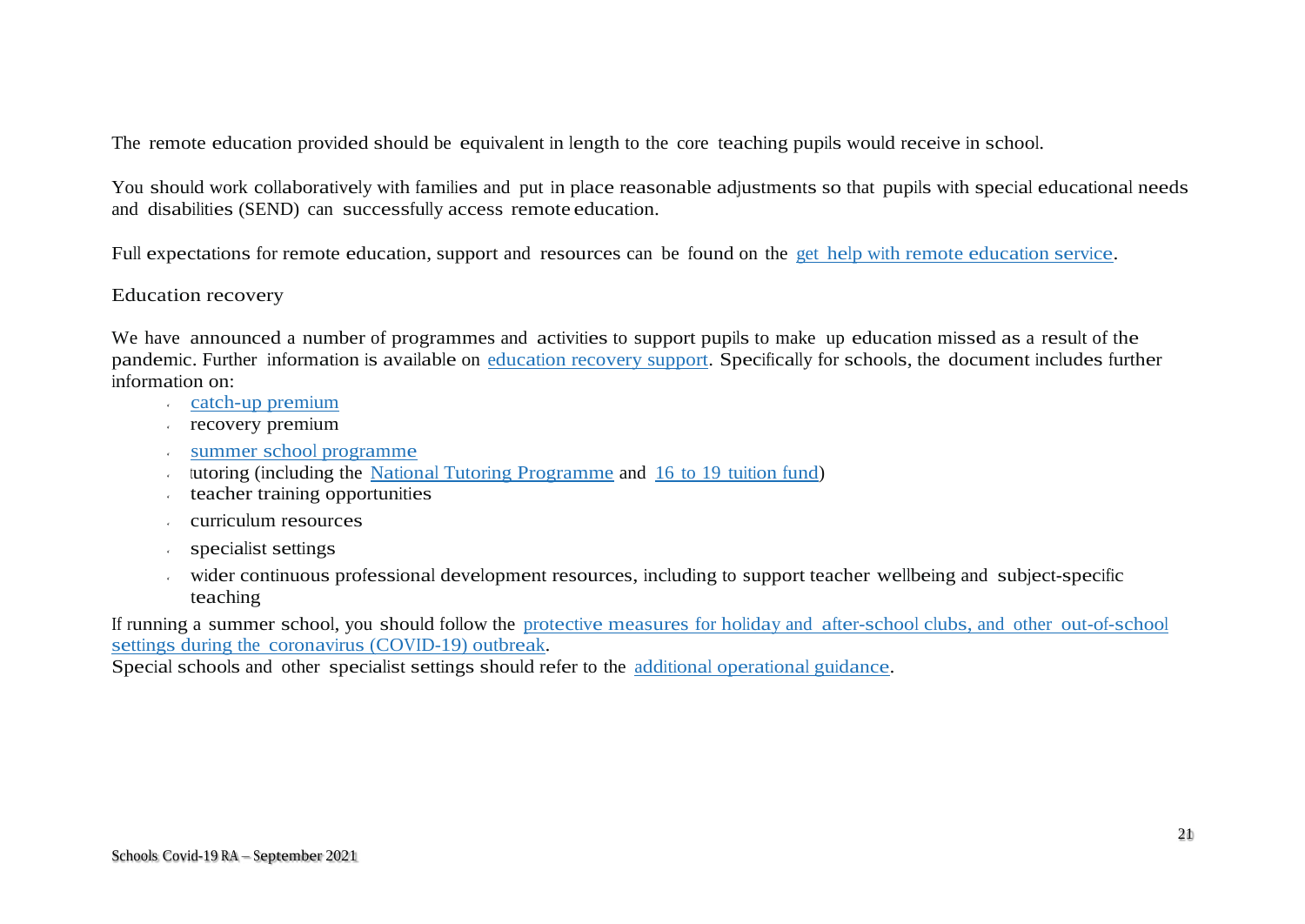The remote education provided should be equivalent in length to the core teaching pupils would receive in school.

You should work collaboratively with families and put in place reasonable adjustments so that pupils with special educational needs and disabilities (SEND) can successfully access remote education.

Full expectations for remote education, support and resources can be found on the get help with remote education service.

## Education recovery

We have announced a number of programmes and activities to support pupils to make up education missed as a result of the pandemic. Further information is available on education recovery support. Specifically for schools, the document includes further information on:

- catch-up premium
- recovery premium
- summer school programme
- tutoring (including the National Tutoring Programme and 16 to 19 tuition fund)
- teacher training opportunities
- curriculum resources
- specialist settings
- wider continuous professional development resources, including to support teacher wellbeing and subject-specific teaching

If running a summer school, you should follow the protective measures for holiday and after-school clubs, and other out-of-school settings during the coronavirus (COVID-19) outbreak.
Special schools and other specialist settings should refer to the additional operational guidance.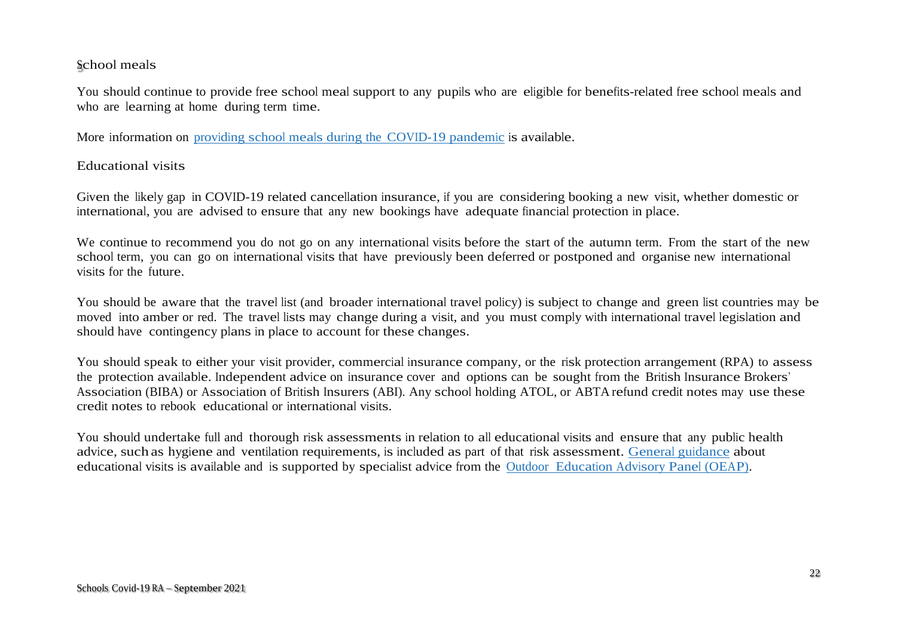## School meals

You should continue to provide free school meal support to any pupils who are eligible for benefits-related free school meals and who are learning at home during term time.

More information on [providing school meals during the COVID-19 pandemic]() is available.

## Educational visits

Given the likely gap in COVID-19 related cancellation insurance, if you are considering booking a new visit, whether domestic or international, you are advised to ensure that any new bookings have adequate financial protection in place.

We continue to recommend you do not go on any international visits before the start of the autumn term. From the start of the new school term, you can go on international visits that have previously been deferred or postponed and organise new international visits for the future.

You should be aware that the travel list (and broader international travel policy) is subject to change and green list countries may be moved into amber or red. The travel lists may change during a visit, and you must comply with international travel legislation and should have contingency plans in place to account for these changes.

You should speak to either your visit provider, commercial insurance company, or the risk protection arrangement (RPA) to assess the protection available. Independent advice on insurance cover and options can be sought from the British Insurance Brokers' Association (BIBA) or Association of British Insurers (ABI). Any school holding ATOL, or ABTA refund credit notes may use these credit notes to rebook educational or international visits.

You should undertake full and thorough risk assessments in relation to all educational visits and ensure that any public health advice, such as hygiene and ventilation requirements, is included as part of that risk assessment. [General guidance]() about educational visits is available and is supported by specialist advice from the [Outdoor Education Advisory Panel (OEAP)]().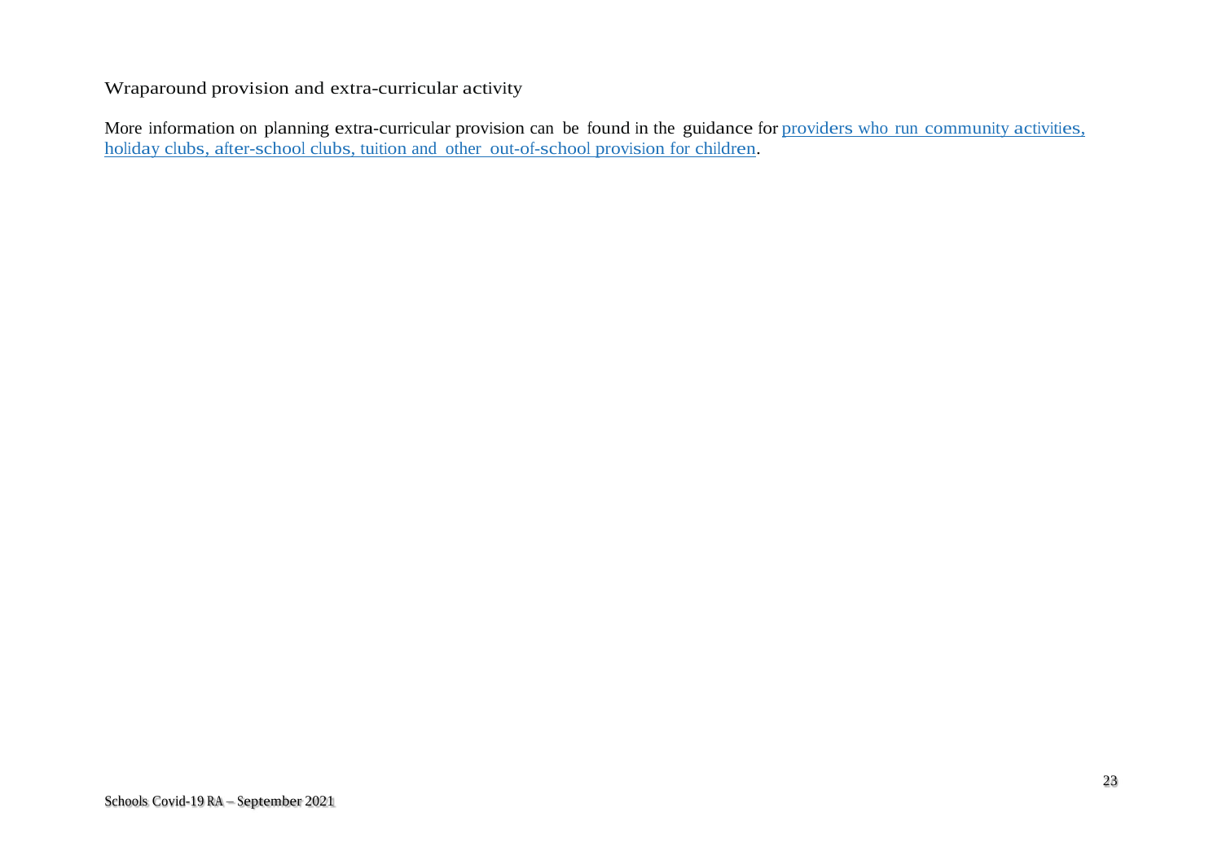## Wraparound provision and extra-curricular activity

More information on planning extra-curricular provision can be found in the guidance for providers who run community activities, holiday clubs, after-school clubs, tuition and other out-of-school provision for children.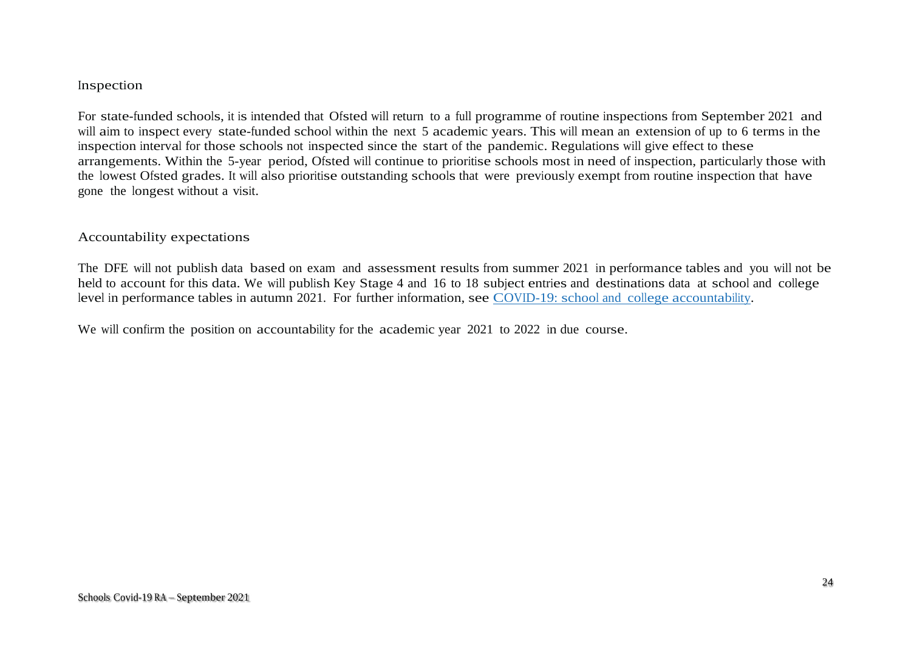## Inspection

For state-funded schools, it is intended that Ofsted will return to a full programme of routine inspections from September 2021 and will aim to inspect every state-funded school within the next 5 academic years. This will mean an extension of up to 6 terms in the inspection interval for those schools not inspected since the start of the pandemic. Regulations will give effect to these arrangements. Within the 5-year period, Ofsted will continue to prioritise schools most in need of inspection, particularly those with the lowest Ofsted grades. It will also prioritise outstanding schools that were previously exempt from routine inspection that have gone the longest without a visit.

## Accountability expectations

The DFE will not publish data based on exam and assessment results from summer 2021 in performance tables and you will not be held to account for this data. We will publish Key Stage 4 and 16 to 18 subject entries and destinations data at school and college level in performance tables in autumn 2021. For further information, see COVID-19: school and college accountability.

We will confirm the position on accountability for the academic year 2021 to 2022 in due course.